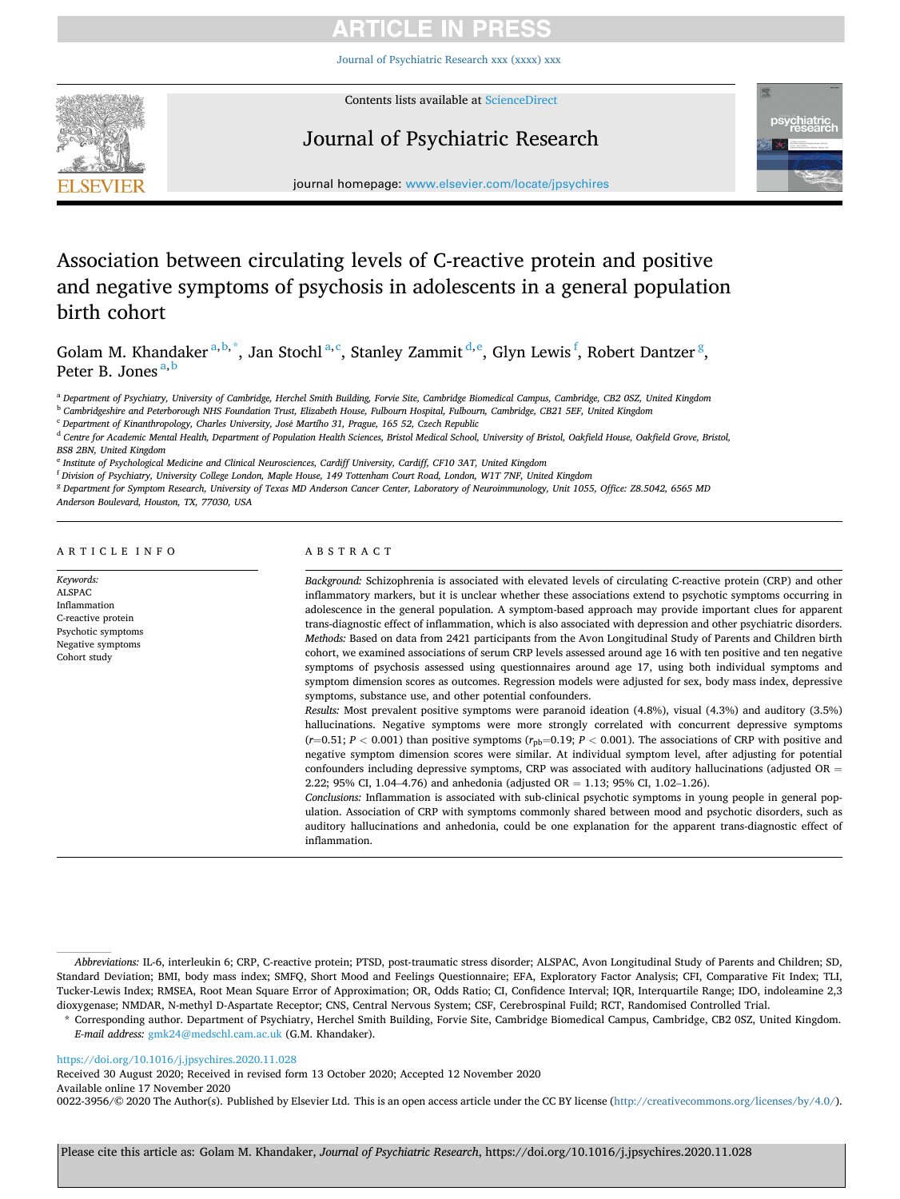# Association between circulating levels of C-reactive protein and positive and negative symptoms of psychosis in adolescents in a general population birth cohort

Golam M. Khandaker [a,b,*], Jan Stochl [a,c], Stanley Zammit [d,e], Glyn Lewis [f], Robert Dantzer [g], Peter B. Jones [a,b]

[a] Department of Psychiatry, University of Cambridge, Herchel Smith Building, Forvie Site, Cambridge Biomedical Campus, Cambridge, CB2 0SZ, United Kingdom
[b] Cambridgeshire and Peterborough NHS Foundation Trust, Elizabeth House, Fulbourn Hospital, Fulbourn, Cambridge, CB21 5EF, United Kingdom
[c] Department of Kinanthropology, Charles University, José Martího 31, Prague, 165 52, Czech Republic
[d] Centre for Academic Mental Health, Department of Population Health Sciences, Bristol Medical School, University of Bristol, Oakfield House, Oakfield Grove, Bristol, BS8 2BN, United Kingdom
[e] Institute of Psychological Medicine and Clinical Neurosciences, Cardiff University, Cardiff, CF10 3AT, United Kingdom
[f] Division of Psychiatry, University College London, Maple House, 149 Tottenham Court Road, London, W1T 7NF, United Kingdom
[g] Department for Symptom Research, University of Texas MD Anderson Cancer Center, Laboratory of Neuroimmunology, Unit 1055, Office: Z8.5042, 6565 MD Anderson Boulevard, Houston, TX, 77030, USA

## ARTICLE INFO

*Keywords:*
ALSPAC
Inflammation
C-reactive protein
Psychotic symptoms
Negative symptoms
Cohort study

## ABSTRACT

*Background:* Schizophrenia is associated with elevated levels of circulating C-reactive protein (CRP) and other inflammatory markers, but it is unclear whether these associations extend to psychotic symptoms occurring in adolescence in the general population. A symptom-based approach may provide important clues for apparent trans-diagnostic effect of inflammation, which is also associated with depression and other psychiatric disorders.

*Methods:* Based on data from 2421 participants from the Avon Longitudinal Study of Parents and Children birth cohort, we examined associations of serum CRP levels assessed around age 16 with ten positive and ten negative symptoms of psychosis assessed using questionnaires around age 17, using both individual symptoms and symptom dimension scores as outcomes. Regression models were adjusted for sex, body mass index, depressive symptoms, substance use, and other potential confounders.

*Results:* Most prevalent positive symptoms were paranoid ideation (4.8%), visual (4.3%) and auditory (3.5%) hallucinations. Negative symptoms were more strongly correlated with concurrent depressive symptoms ($r$=0.51; $P < 0.001$) than positive symptoms ($r_{pb}$=0.19; $P < 0.001$). The associations of CRP with positive and negative symptom dimension scores were similar. At individual symptom level, after adjusting for potential confounders including depressive symptoms, CRP was associated with auditory hallucinations (adjusted OR = 2.22; 95% CI, 1.04–4.76) and anhedonia (adjusted OR = 1.13; 95% CI, 1.02–1.26).

*Conclusions:* Inflammation is associated with sub-clinical psychotic symptoms in young people in general population. Association of CRP with symptoms commonly shared between mood and psychotic disorders, such as auditory hallucinations and anhedonia, could be one explanation for the apparent trans-diagnostic effect of inflammation.

*Abbreviations:* IL-6, interleukin 6; CRP, C-reactive protein; PTSD, post-traumatic stress disorder; ALSPAC, Avon Longitudinal Study of Parents and Children; SD, Standard Deviation; BMI, body mass index; SMFQ, Short Mood and Feelings Questionnaire; EFA, Exploratory Factor Analysis; CFI, Comparative Fit Index; TLI, Tucker-Lewis Index; RMSEA, Root Mean Square Error of Approximation; OR, Odds Ratio; CI, Confidence Interval; IQR, Interquartile Range; IDO, indoleamine 2,3 dioxygenase; NMDAR, N-methyl D-Aspartate Receptor; CNS, Central Nervous System; CSF, Cerebrospinal Fuild; RCT, Randomised Controlled Trial.

\* Corresponding author. Department of Psychiatry, Herchel Smith Building, Forvie Site, Cambridge Biomedical Campus, Cambridge, CB2 0SZ, United Kingdom.
*E-mail address:* gmk24@medschl.cam.ac.uk (G.M. Khandaker).

https://doi.org/10.1016/j.jpsychires.2020.11.028
Received 30 August 2020; Received in revised form 13 October 2020; Accepted 12 November 2020
Available online 17 November 2020
0022-3956/© 2020 The Author(s). Published by Elsevier Ltd. This is an open access article under the CC BY license (http://creativecommons.org/licenses/by/4.0/).

Please cite this article as: Golam M. Khandaker, *Journal of Psychiatric Research*, https://doi.org/10.1016/j.jpsychires.2020.11.028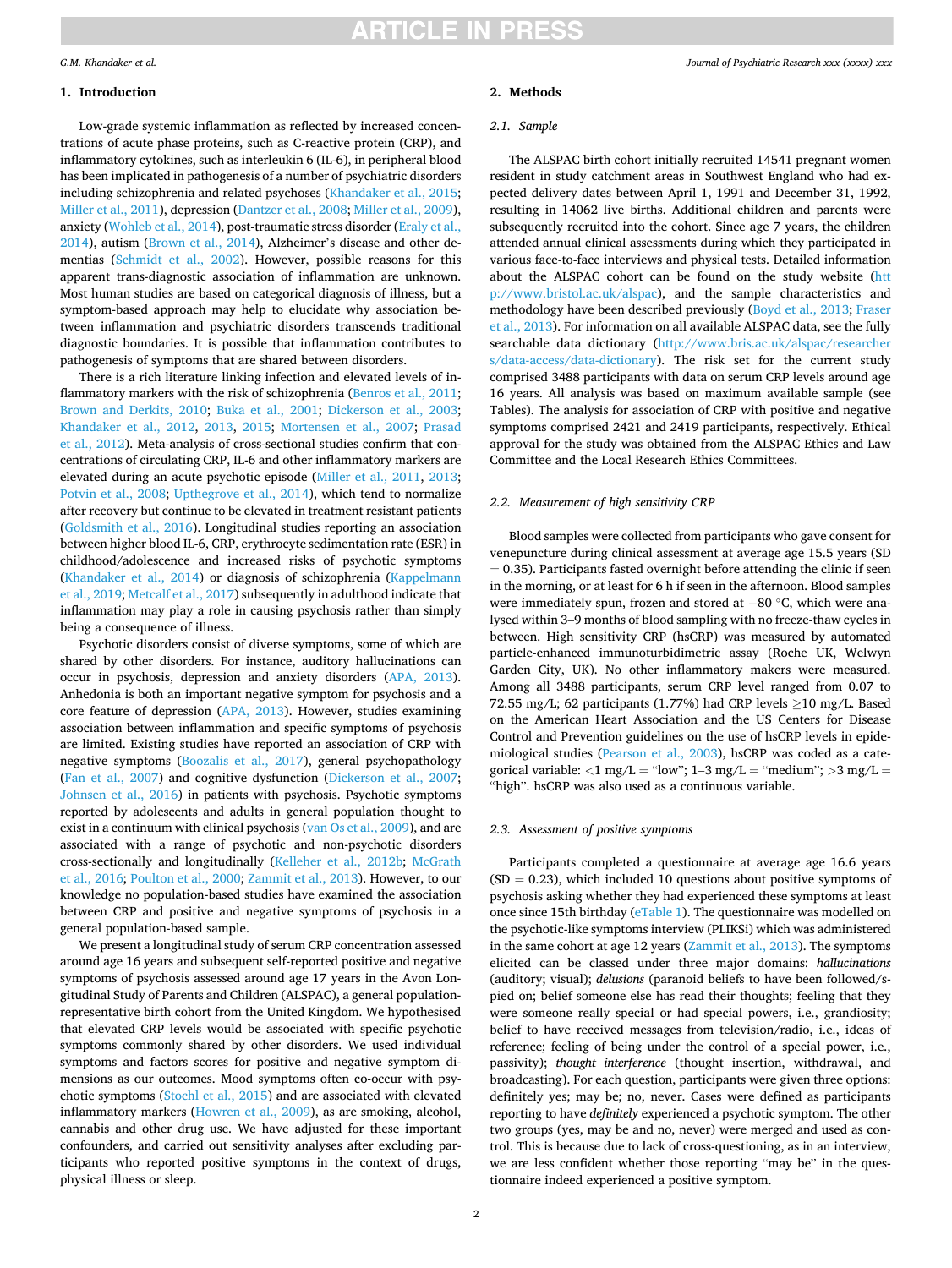## 1. Introduction

Low-grade systemic inflammation as reflected by increased concentrations of acute phase proteins, such as C-reactive protein (CRP), and inflammatory cytokines, such as interleukin 6 (IL-6), in peripheral blood has been implicated in pathogenesis of a number of psychiatric disorders including schizophrenia and related psychoses (Khandaker et al., 2015; Miller et al., 2011), depression (Dantzer et al., 2008; Miller et al., 2009), anxiety (Wohleb et al., 2014), post-traumatic stress disorder (Eraly et al., 2014), autism (Brown et al., 2014), Alzheimer's disease and other dementias (Schmidt et al., 2002). However, possible reasons for this apparent trans-diagnostic association of inflammation are unknown. Most human studies are based on categorical diagnosis of illness, but a symptom-based approach may help to elucidate why association between inflammation and psychiatric disorders transcends traditional diagnostic boundaries. It is possible that inflammation contributes to pathogenesis of symptoms that are shared between disorders.

There is a rich literature linking infection and elevated levels of inflammatory markers with the risk of schizophrenia (Benros et al., 2011; Brown and Derkits, 2010; Buka et al., 2001; Dickerson et al., 2003; Khandaker et al., 2012, 2013, 2015; Mortensen et al., 2007; Prasad et al., 2012). Meta-analysis of cross-sectional studies confirm that concentrations of circulating CRP, IL-6 and other inflammatory markers are elevated during an acute psychotic episode (Miller et al., 2011, 2013; Potvin et al., 2008; Upthegrove et al., 2014), which tend to normalize after recovery but continue to be elevated in treatment resistant patients (Goldsmith et al., 2016). Longitudinal studies reporting an association between higher blood IL-6, CRP, erythrocyte sedimentation rate (ESR) in childhood/adolescence and increased risks of psychotic symptoms (Khandaker et al., 2014) or diagnosis of schizophrenia (Kappelmann et al., 2019; Metcalf et al., 2017) subsequently in adulthood indicate that inflammation may play a role in causing psychosis rather than simply being a consequence of illness.

Psychotic disorders consist of diverse symptoms, some of which are shared by other disorders. For instance, auditory hallucinations can occur in psychosis, depression and anxiety disorders (APA, 2013). Anhedonia is both an important negative symptom for psychosis and a core feature of depression (APA, 2013). However, studies examining association between inflammation and specific symptoms of psychosis are limited. Existing studies have reported an association of CRP with negative symptoms (Boozalis et al., 2017), general psychopathology (Fan et al., 2007) and cognitive dysfunction (Dickerson et al., 2007; Johnsen et al., 2016) in patients with psychosis. Psychotic symptoms reported by adolescents and adults in general population thought to exist in a continuum with clinical psychosis (van Os et al., 2009), and are associated with a range of psychotic and non-psychotic disorders cross-sectionally and longitudinally (Kelleher et al., 2012b; McGrath et al., 2016; Poulton et al., 2000; Zammit et al., 2013). However, to our knowledge no population-based studies have examined the association between CRP and positive and negative symptoms of psychosis in a general population-based sample.

We present a longitudinal study of serum CRP concentration assessed around age 16 years and subsequent self-reported positive and negative symptoms of psychosis assessed around age 17 years in the Avon Longitudinal Study of Parents and Children (ALSPAC), a general population-representative birth cohort from the United Kingdom. We hypothesised that elevated CRP levels would be associated with specific psychotic symptoms commonly shared by other disorders. We used individual symptoms and factors scores for positive and negative symptom dimensions as our outcomes. Mood symptoms often co-occur with psychotic symptoms (Stochl et al., 2015) and are associated with elevated inflammatory markers (Howren et al., 2009), as are smoking, alcohol, cannabis and other drug use. We have adjusted for these important confounders, and carried out sensitivity analyses after excluding participants who reported positive symptoms in the context of drugs, physical illness or sleep.

## 2. Methods

### 2.1. Sample

The ALSPAC birth cohort initially recruited 14541 pregnant women resident in study catchment areas in Southwest England who had expected delivery dates between April 1, 1991 and December 31, 1992, resulting in 14062 live births. Additional children and parents were subsequently recruited into the cohort. Since age 7 years, the children attended annual clinical assessments during which they participated in various face-to-face interviews and physical tests. Detailed information about the ALSPAC cohort can be found on the study website (http://www.bristol.ac.uk/alspac), and the sample characteristics and methodology have been described previously (Boyd et al., 2013; Fraser et al., 2013). For information on all available ALSPAC data, see the fully searchable data dictionary (http://www.bris.ac.uk/alspac/researchers/data-access/data-dictionary). The risk set for the current study comprised 3488 participants with data on serum CRP levels around age 16 years. All analysis was based on maximum available sample (see Tables). The analysis for association of CRP with positive and negative symptoms comprised 2421 and 2419 participants, respectively. Ethical approval for the study was obtained from the ALSPAC Ethics and Law Committee and the Local Research Ethics Committees.

### 2.2. Measurement of high sensitivity CRP

Blood samples were collected from participants who gave consent for venepuncture during clinical assessment at average age 15.5 years (SD = 0.35). Participants fasted overnight before attending the clinic if seen in the morning, or at least for 6 h if seen in the afternoon. Blood samples were immediately spun, frozen and stored at −80 °C, which were analysed within 3–9 months of blood sampling with no freeze-thaw cycles in between. High sensitivity CRP (hsCRP) was measured by automated particle-enhanced immunoturbidimetric assay (Roche UK, Welwyn Garden City, UK). No other inflammatory makers were measured. Among all 3488 participants, serum CRP level ranged from 0.07 to 72.55 mg/L; 62 participants (1.77%) had CRP levels ≥10 mg/L. Based on the American Heart Association and the US Centers for Disease Control and Prevention guidelines on the use of hsCRP levels in epidemiological studies (Pearson et al., 2003), hsCRP was coded as a categorical variable: <1 mg/L = "low"; 1–3 mg/L = "medium"; >3 mg/L = "high". hsCRP was also used as a continuous variable.

### 2.3. Assessment of positive symptoms

Participants completed a questionnaire at average age 16.6 years (SD = 0.23), which included 10 questions about positive symptoms of psychosis asking whether they had experienced these symptoms at least once since 15th birthday (eTable 1). The questionnaire was modelled on the psychotic-like symptoms interview (PLIKSi) which was administered in the same cohort at age 12 years (Zammit et al., 2013). The symptoms elicited can be classed under three major domains: *hallucinations* (auditory; visual); *delusions* (paranoid beliefs to have been followed/spied on; belief someone else has read their thoughts; feeling that they were someone really special or had special powers, i.e., grandiosity; belief to have received messages from television/radio, i.e., ideas of reference; feeling of being under the control of a special power, i.e., passivity); *thought interference* (thought insertion, withdrawal, and broadcasting). For each question, participants were given three options: definitely yes; may be; no, never. Cases were defined as participants reporting to have *definitely* experienced a psychotic symptom. The other two groups (yes, may be and no, never) were merged and used as control. This is because due to lack of cross-questioning, as in an interview, we are less confident whether those reporting "may be" in the questionnaire indeed experienced a positive symptom.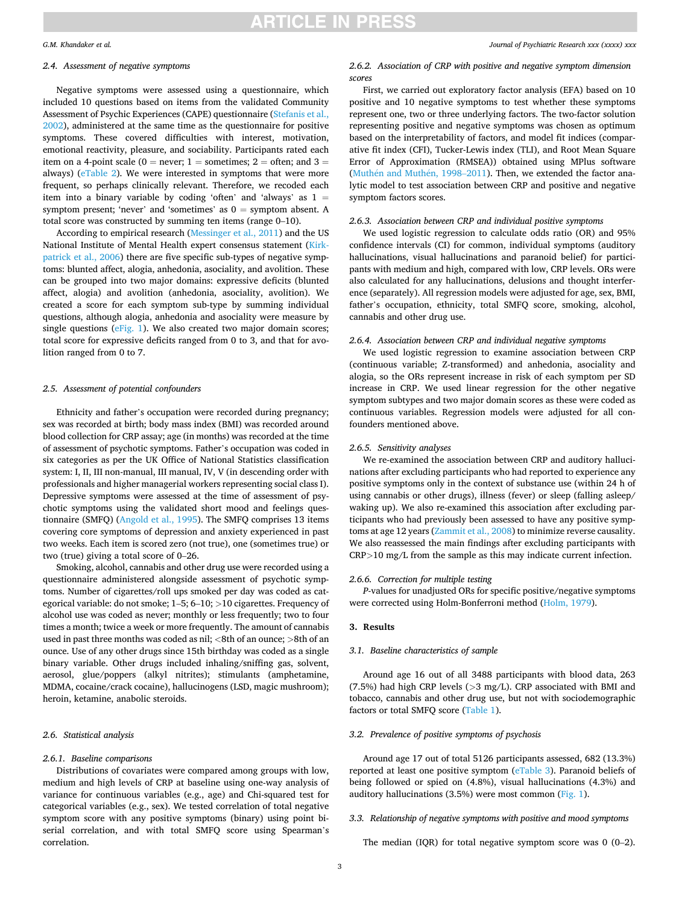### 2.4. Assessment of negative symptoms

Negative symptoms were assessed using a questionnaire, which included 10 questions based on items from the validated Community Assessment of Psychic Experiences (CAPE) questionnaire (Stefanis et al., 2002), administered at the same time as the questionnaire for positive symptoms. These covered difficulties with interest, motivation, emotional reactivity, pleasure, and sociability. Participants rated each item on a 4-point scale (0 = never; 1 = sometimes; 2 = often; and 3 = always) (eTable 2). We were interested in symptoms that were more frequent, so perhaps clinically relevant. Therefore, we recoded each item into a binary variable by coding 'often' and 'always' as 1 = symptom present; 'never' and 'sometimes' as 0 = symptom absent. A total score was constructed by summing ten items (range 0–10).

According to empirical research (Messinger et al., 2011) and the US National Institute of Mental Health expert consensus statement (Kirkpatrick et al., 2006) there are five specific sub-types of negative symptoms: blunted affect, alogia, anhedonia, asociality, and avolition. These can be grouped into two major domains: expressive deficits (blunted affect, alogia) and avolition (anhedonia, asociality, avolition). We created a score for each symptom sub-type by summing individual questions, although alogia, anhedonia and asociality were measure by single questions (eFig. 1). We also created two major domain scores; total score for expressive deficits ranged from 0 to 3, and that for avolition ranged from 0 to 7.

### 2.5. Assessment of potential confounders

Ethnicity and father's occupation were recorded during pregnancy; sex was recorded at birth; body mass index (BMI) was recorded around blood collection for CRP assay; age (in months) was recorded at the time of assessment of psychotic symptoms. Father's occupation was coded in six categories as per the UK Office of National Statistics classification system: I, II, III non-manual, III manual, IV, V (in descending order with professionals and higher managerial workers representing social class I). Depressive symptoms were assessed at the time of assessment of psychotic symptoms using the validated short mood and feelings questionnaire (SMFQ) (Angold et al., 1995). The SMFQ comprises 13 items covering core symptoms of depression and anxiety experienced in past two weeks. Each item is scored zero (not true), one (sometimes true) or two (true) giving a total score of 0–26.

Smoking, alcohol, cannabis and other drug use were recorded using a questionnaire administered alongside assessment of psychotic symptoms. Number of cigarettes/roll ups smoked per day was coded as categorical variable: do not smoke; 1–5; 6–10; >10 cigarettes. Frequency of alcohol use was coded as never; monthly or less frequently; two to four times a month; twice a week or more frequently. The amount of cannabis used in past three months was coded as nil; <8th of an ounce; >8th of an ounce. Use of any other drugs since 15th birthday was coded as a single binary variable. Other drugs included inhaling/sniffing gas, solvent, aerosol, glue/poppers (alkyl nitrites); stimulants (amphetamine, MDMA, cocaine/crack cocaine), hallucinogens (LSD, magic mushroom); heroin, ketamine, anabolic steroids.

### 2.6. Statistical analysis

#### 2.6.1. Baseline comparisons

Distributions of covariates were compared among groups with low, medium and high levels of CRP at baseline using one-way analysis of variance for continuous variables (e.g., age) and Chi-squared test for categorical variables (e.g., sex). We tested correlation of total negative symptom score with any positive symptoms (binary) using point bi-serial correlation, and with total SMFQ score using Spearman's correlation.

#### 2.6.2. Association of CRP with positive and negative symptom dimension scores

First, we carried out exploratory factor analysis (EFA) based on 10 positive and 10 negative symptoms to test whether these symptoms represent one, two or three underlying factors. The two-factor solution representing positive and negative symptoms was chosen as optimum based on the interpretability of factors, and model fit indices (comparative fit index (CFI), Tucker-Lewis index (TLI), and Root Mean Square Error of Approximation (RMSEA)) obtained using MPlus software (Muthén and Muthén, 1998–2011). Then, we extended the factor analytic model to test association between CRP and positive and negative symptom factors scores.

#### 2.6.3. Association between CRP and individual positive symptoms

We used logistic regression to calculate odds ratio (OR) and 95% confidence intervals (CI) for common, individual symptoms (auditory hallucinations, visual hallucinations and paranoid belief) for participants with medium and high, compared with low, CRP levels. ORs were also calculated for any hallucinations, delusions and thought interference (separately). All regression models were adjusted for age, sex, BMI, father's occupation, ethnicity, total SMFQ score, smoking, alcohol, cannabis and other drug use.

#### 2.6.4. Association between CRP and individual negative symptoms

We used logistic regression to examine association between CRP (continuous variable; Z-transformed) and anhedonia, asociality and alogia, so the ORs represent increase in risk of each symptom per SD increase in CRP. We used linear regression for the other negative symptom subtypes and two major domain scores as these were coded as continuous variables. Regression models were adjusted for all confounders mentioned above.

#### 2.6.5. Sensitivity analyses

We re-examined the association between CRP and auditory hallucinations after excluding participants who had reported to experience any positive symptoms only in the context of substance use (within 24 h of using cannabis or other drugs), illness (fever) or sleep (falling asleep/waking up). We also re-examined this association after excluding participants who had previously been assessed to have any positive symptoms at age 12 years (Zammit et al., 2008) to minimize reverse causality. We also reassessed the main findings after excluding participants with CRP>10 mg/L from the sample as this may indicate current infection.

#### 2.6.6. Correction for multiple testing

*P*-values for unadjusted ORs for specific positive/negative symptoms were corrected using Holm-Bonferroni method (Holm, 1979).

## 3. Results

### 3.1. Baseline characteristics of sample

Around age 16 out of all 3488 participants with blood data, 263 (7.5%) had high CRP levels (>3 mg/L). CRP associated with BMI and tobacco, cannabis and other drug use, but not with sociodemographic factors or total SMFQ score (Table 1).

### 3.2. Prevalence of positive symptoms of psychosis

Around age 17 out of total 5126 participants assessed, 682 (13.3%) reported at least one positive symptom (eTable 3). Paranoid beliefs of being followed or spied on (4.8%), visual hallucinations (4.3%) and auditory hallucinations (3.5%) were most common (Fig. 1).

### 3.3. Relationship of negative symptoms with positive and mood symptoms

The median (IQR) for total negative symptom score was 0 (0–2).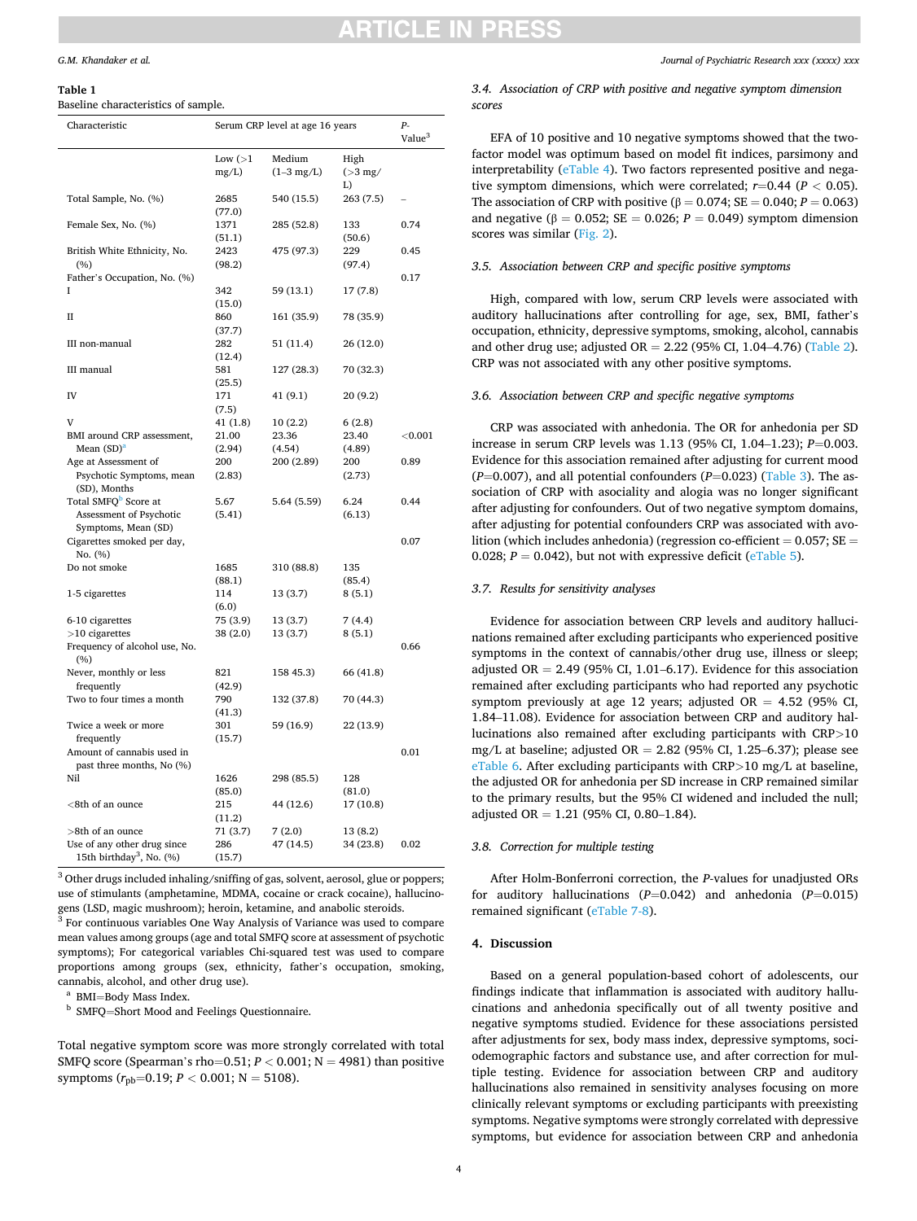**Table 1**
Baseline characteristics of sample.

| Characteristic | Serum CRP level at age 16 years | | | P-Value[3] |
|---|---|---|---|---|
| | Low (>1 mg/L) | Medium (1–3 mg/L) | High (>3 mg/L) | |
| Total Sample, No. (%) | 2685 (77.0) | 540 (15.5) | 263 (7.5) | – |
| Female Sex, No. (%) | 1371 (51.1) | 285 (52.8) | 133 (50.6) | 0.74 |
| British White Ethnicity, No. (%) | 2423 (98.2) | 475 (97.3) | 229 (97.4) | 0.45 |
| Father's Occupation, No. (%) | | | | 0.17 |
| I | 342 (15.0) | 59 (13.1) | 17 (7.8) | |
| II | 860 (37.7) | 161 (35.9) | 78 (35.9) | |
| III non-manual | 282 (12.4) | 51 (11.4) | 26 (12.0) | |
| III manual | 581 (25.5) | 127 (28.3) | 70 (32.3) | |
| IV | 171 (7.5) | 41 (9.1) | 20 (9.2) | |
| V | 41 (1.8) | 10 (2.2) | 6 (2.8) | |
| BMI around CRP assessment, Mean (SD)[a] | 21.00 (2.94) | 23.36 (4.54) | 23.40 (4.89) | <0.001 |
| Age at Assessment of Psychotic Symptoms, mean (SD), Months | 200 (2.83) | 200 (2.89) | 200 (2.73) | 0.89 |
| Total SMFQ[b] Score at Assessment of Psychotic Symptoms, Mean (SD) | 5.67 (5.41) | 5.64 (5.59) | 6.24 (6.13) | 0.44 |
| Cigarettes smoked per day, No. (%) | | | | 0.07 |
| Do not smoke | 1685 (88.1) | 310 (88.8) | 135 (85.4) | |
| 1-5 cigarettes | 114 (6.0) | 13 (3.7) | 8 (5.1) | |
| 6-10 cigarettes | 75 (3.9) | 13 (3.7) | 7 (4.4) | |
| >10 cigarettes | 38 (2.0) | 13 (3.7) | 8 (5.1) | |
| Frequency of alcohol use, No. (%) | | | | 0.66 |
| Never, monthly or less frequently | 821 (42.9) | 158 45.3) | 66 (41.8) | |
| Two to four times a month | 790 (41.3) | 132 (37.8) | 70 (44.3) | |
| Twice a week or more frequently | 301 (15.7) | 59 (16.9) | 22 (13.9) | |
| Amount of cannabis used in past three months, No (%) | | | | 0.01 |
| Nil | 1626 (85.0) | 298 (85.5) | 128 (81.0) | |
| <8th of an ounce | 215 (11.2) | 44 (12.6) | 17 (10.8) | |
| >8th of an ounce | 71 (3.7) | 7 (2.0) | 13 (8.2) | |
| Use of any other drug since 15th birthday[3], No. (%) | 286 (15.7) | 47 (14.5) | 34 (23.8) | 0.02 |

[3] Other drugs included inhaling/sniffing of gas, solvent, aerosol, glue or poppers; use of stimulants (amphetamine, MDMA, cocaine or crack cocaine), hallucinogens (LSD, magic mushroom); heroin, ketamine, and anabolic steroids.
[3] For continuous variables One Way Analysis of Variance was used to compare mean values among groups (age and total SMFQ score at assessment of psychotic symptoms); For categorical variables Chi-squared test was used to compare proportions among groups (sex, ethnicity, father's occupation, smoking, cannabis, alcohol, and other drug use).
[a] BMI=Body Mass Index.
[b] SMFQ=Short Mood and Feelings Questionnaire.

Total negative symptom score was more strongly correlated with total SMFQ score (Spearman's rho=0.51; $P < 0.001$; N = 4981) than positive symptoms ($r_{pb}$=0.19; $P < 0.001$; N = 5108).

### 3.4. Association of CRP with positive and negative symptom dimension scores

EFA of 10 positive and 10 negative symptoms showed that the two-factor model was optimum based on model fit indices, parsimony and interpretability (eTable 4). Two factors represented positive and negative symptom dimensions, which were correlated; $r$=0.44 ($P < 0.05$). The association of CRP with positive ($\beta = 0.074$; SE = 0.040; $P = 0.063$) and negative ($\beta = 0.052$; SE = 0.026; $P = 0.049$) symptom dimension scores was similar (Fig. 2).

### 3.5. Association between CRP and specific positive symptoms

High, compared with low, serum CRP levels were associated with auditory hallucinations after controlling for age, sex, BMI, father's occupation, ethnicity, depressive symptoms, smoking, alcohol, cannabis and other drug use; adjusted OR = 2.22 (95% CI, 1.04–4.76) (Table 2). CRP was not associated with any other positive symptoms.

### 3.6. Association between CRP and specific negative symptoms

CRP was associated with anhedonia. The OR for anhedonia per SD increase in serum CRP levels was 1.13 (95% CI, 1.04–1.23); $P$=0.003. Evidence for this association remained after adjusting for current mood ($P$=0.007), and all potential confounders ($P$=0.023) (Table 3). The association of CRP with asociality and alogia was no longer significant after adjusting for confounders. Out of two negative symptom domains, after adjusting for potential confounders CRP was associated with avolition (which includes anhedonia) (regression co-efficient = 0.057; SE = 0.028; $P = 0.042$), but not with expressive deficit (eTable 5).

### 3.7. Results for sensitivity analyses

Evidence for association between CRP levels and auditory hallucinations remained after excluding participants who experienced positive symptoms in the context of cannabis/other drug use, illness or sleep; adjusted OR = 2.49 (95% CI, 1.01–6.17). Evidence for this association remained after excluding participants who had reported any psychotic symptom previously at age 12 years; adjusted OR = 4.52 (95% CI, 1.84–11.08). Evidence for association between CRP and auditory hallucinations also remained after excluding participants with CRP>10 mg/L at baseline; adjusted OR = 2.82 (95% CI, 1.25–6.37); please see eTable 6. After excluding participants with CRP>10 mg/L at baseline, the adjusted OR for anhedonia per SD increase in CRP remained similar to the primary results, but the 95% CI widened and included the null; adjusted OR = 1.21 (95% CI, 0.80–1.84).

### 3.8. Correction for multiple testing

After Holm-Bonferroni correction, the $P$-values for unadjusted ORs for auditory hallucinations ($P$=0.042) and anhedonia ($P$=0.015) remained significant (eTable 7-8).

## 4. Discussion

Based on a general population-based cohort of adolescents, our findings indicate that inflammation is associated with auditory hallucinations and anhedonia specifically out of all twenty positive and negative symptoms studied. Evidence for these associations persisted after adjustments for sex, body mass index, depressive symptoms, sociodemographic factors and substance use, and after correction for multiple testing. Evidence for association between CRP and auditory hallucinations also remained in sensitivity analyses focusing on more clinically relevant symptoms or excluding participants with preexisting symptoms. Negative symptoms were strongly correlated with depressive symptoms, but evidence for association between CRP and anhedonia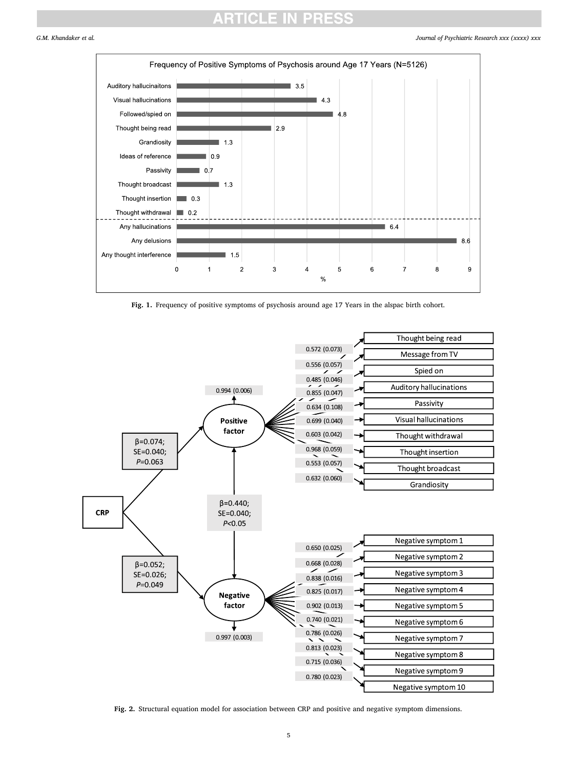Frequency of Positive Symptoms of Psychosis around Age 17 Years (N=5126)

| Symptom | % |
|---|---|
| Auditory hallucinaitons | 3.5 |
| Visual hallucinations | 4.3 |
| Followed/spied on | 4.8 |
| Thought being read | 2.9 |
| Grandiosity | 1.3 |
| Ideas of reference | 0.9 |
| Passivity | 0.7 |
| Thought broadcast | 1.3 |
| Thought insertion | 0.3 |
| Thought withdrawal | 0.2 |
| Any hallucinations | 6.4 |
| Any delusions | 8.6 |
| Any thought interference | 1.5 |

**Fig. 1.** Frequency of positive symptoms of psychosis around age 17 Years in the alspac birth cohort.

CRP → Positive factor: β=0.074; SE=0.040; *P*=0.063

CRP → Negative factor: β=0.052; SE=0.026; *P*=0.049

Positive factor ↔ Negative factor: β=0.440; SE=0.040; *P*<0.05

Positive factor residual: 0.994 (0.006)

Negative factor residual: 0.997 (0.003)

| Positive factor indicator | Loading (SE) |
|---|---|
| Thought being read | 0.572 (0.073) |
| Message from TV | 0.556 (0.057) |
| Spied on | 0.485 (0.046) |
| Auditory hallucinations | 0.855 (0.047) |
| Passivity | 0.634 (0.108) |
| Visual hallucinations | 0.699 (0.040) |
| Thought withdrawal | 0.603 (0.042) |
| Thought insertion | 0.968 (0.059) |
| Thought broadcast | 0.553 (0.057) |
| Grandiosity | 0.632 (0.060) |

| Negative factor indicator | Loading (SE) |
|---|---|
| Negative symptom 1 | 0.650 (0.025) |
| Negative symptom 2 | 0.668 (0.028) |
| Negative symptom 3 | 0.838 (0.016) |
| Negative symptom 4 | 0.825 (0.017) |
| Negative symptom 5 | 0.902 (0.013) |
| Negative symptom 6 | 0.740 (0.021) |
| Negative symptom 7 | 0.786 (0.026) |
| Negative symptom 8 | 0.813 (0.023) |
| Negative symptom 9 | 0.715 (0.036) |
| Negative symptom 10 | 0.780 (0.023) |

**Fig. 2.** Structural equation model for association between CRP and positive and negative symptom dimensions.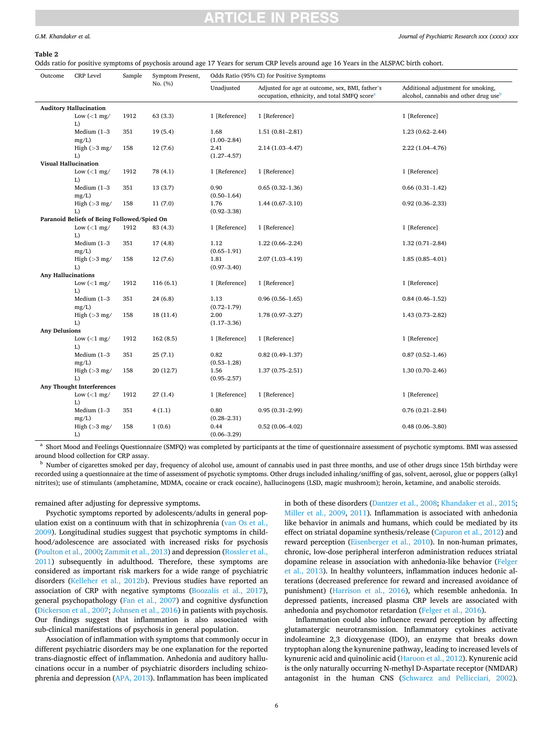**Table 2**
Odds ratio for positive symptoms of psychosis around age 17 Years for serum CRP levels around age 16 Years in the ALSPAC birth cohort.

| Outcome | CRP Level | Sample | Symptom Present, No. (%) | Odds Ratio (95% CI) for Positive Symptoms | | |
|---|---|---|---|---|---|---|
| | | | | Unadjusted | Adjusted for age at outcome, sex, BMI, father's occupation, ethnicity, and total SMFQ score[a] | Additional adjustment for smoking, alcohol, cannabis and other drug use[b] |
| **Auditory Hallucination** | | | | | | |
| | Low (<1 mg/L) | 1912 | 63 (3.3) | 1 [Reference] | 1 [Reference] | 1 [Reference] |
| | Medium (1–3 mg/L) | 351 | 19 (5.4) | 1.68 (1.00–2.84) | 1.51 (0.81–2.81) | 1.23 (0.62–2.44) |
| | High (>3 mg/L) | 158 | 12 (7.6) | 2.41 (1.27–4.57) | 2.14 (1.03–4.47) | 2.22 (1.04–4.76) |
| **Visual Hallucination** | | | | | | |
| | Low (<1 mg/L) | 1912 | 78 (4.1) | 1 [Reference] | 1 [Reference] | 1 [Reference] |
| | Medium (1–3 mg/L) | 351 | 13 (3.7) | 0.90 (0.50–1.64) | 0.65 (0.32–1.36) | 0.66 (0.31–1.42) |
| | High (>3 mg/L) | 158 | 11 (7.0) | 1.76 (0.92–3.38) | 1.44 (0.67–3.10) | 0.92 (0.36–2.33) |
| **Paranoid Beliefs of Being Followed/Spied On** | | | | | | |
| | Low (<1 mg/L) | 1912 | 83 (4.3) | 1 [Reference] | 1 [Reference] | 1 [Reference] |
| | Medium (1–3 mg/L) | 351 | 17 (4.8) | 1.12 (0.65–1.91) | 1.22 (0.66–2.24) | 1.32 (0.71–2.84) |
| | High (>3 mg/L) | 158 | 12 (7.6) | 1.81 (0.97–3.40) | 2.07 (1.03–4.19) | 1.85 (0.85–4.01) |
| **Any Hallucinations** | | | | | | |
| | Low (<1 mg/L) | 1912 | 116 (6.1) | 1 [Reference] | 1 [Reference] | 1 [Reference] |
| | Medium (1–3 mg/L) | 351 | 24 (6.8) | 1.13 (0.72–1.79) | 0.96 (0.56–1.65) | 0.84 (0.46–1.52) |
| | High (>3 mg/L) | 158 | 18 (11.4) | 2.00 (1.17–3.36) | 1.78 (0.97–3.27) | 1.43 (0.73–2.82) |
| **Any Delusions** | | | | | | |
| | Low (<1 mg/L) | 1912 | 162 (8.5) | 1 [Reference] | 1 [Reference] | 1 [Reference] |
| | Medium (1–3 mg/L) | 351 | 25 (7.1) | 0.82 (0.53–1.28) | 0.82 (0.49–1.37) | 0.87 (0.52–1.46) |
| | High (>3 mg/L) | 158 | 20 (12.7) | 1.56 (0.95–2.57) | 1.37 (0.75–2.51) | 1.30 (0.70–2.46) |
| **Any Thought Interferences** | | | | | | |
| | Low (<1 mg/L) | 1912 | 27 (1.4) | 1 [Reference] | 1 [Reference] | 1 [Reference] |
| | Medium (1–3 mg/L) | 351 | 4 (1.1) | 0.80 (0.28–2.31) | 0.95 (0.31–2.99) | 0.76 (0.21–2.84) |
| | High (>3 mg/L) | 158 | 1 (0.6) | 0.44 (0.06–3.29) | 0.52 (0.06–4.02) | 0.48 (0.06–3.80) |

[a] Short Mood and Feelings Questionnaire (SMFQ) was completed by participants at the time of questionnaire assessment of psychotic symptoms. BMI was assessed around blood collection for CRP assay.

[b] Number of cigarettes smoked per day, frequency of alcohol use, amount of cannabis used in past three months, and use of other drugs since 15th birthday were recorded using a questionnaire at the time of assessment of psychotic symptoms. Other drugs included inhaling/sniffing of gas, solvent, aerosol, glue or poppers (alkyl nitrites); use of stimulants (amphetamine, MDMA, cocaine or crack cocaine), hallucinogens (LSD, magic mushroom); heroin, ketamine, and anabolic steroids.

remained after adjusting for depressive symptoms.

Psychotic symptoms reported by adolescents/adults in general population exist on a continuum with that in schizophrenia (van Os et al., 2009). Longitudinal studies suggest that psychotic symptoms in childhood/adolescence are associated with increased risks for psychosis (Poulton et al., 2000; Zammit et al., 2013) and depression (Rossler et al., 2011) subsequently in adulthood. Therefore, these symptoms are considered as important risk markers for a wide range of psychiatric disorders (Kelleher et al., 2012b). Previous studies have reported an association of CRP with negative symptoms (Boozalis et al., 2017), general psychopathology (Fan et al., 2007) and cognitive dysfunction (Dickerson et al., 2007; Johnsen et al., 2016) in patients with psychosis. Our findings suggest that inflammation is also associated with sub-clinical manifestations of psychosis in general population.

Association of inflammation with symptoms that commonly occur in different psychiatric disorders may be one explanation for the reported trans-diagnostic effect of inflammation. Anhedonia and auditory hallucinations occur in a number of psychiatric disorders including schizophrenia and depression (APA, 2013). Inflammation has been implicated in both of these disorders (Dantzer et al., 2008; Khandaker et al., 2015; Miller et al., 2009, 2011). Inflammation is associated with anhedonia like behavior in animals and humans, which could be mediated by its effect on striatal dopamine synthesis/release (Capuron et al., 2012) and reward perception (Eisenberger et al., 2010). In non-human primates, chronic, low-dose peripheral interferon administration reduces striatal dopamine release in association with anhedonia-like behavior (Felger et al., 2013). In healthy volunteers, inflammation induces hedonic alterations (decreased preference for reward and increased avoidance of punishment) (Harrison et al., 2016), which resemble anhedonia. In depressed patients, increased plasma CRP levels are associated with anhedonia and psychomotor retardation (Felger et al., 2016).

Inflammation could also influence reward perception by affecting glutamatergic neurotransmission. Inflammatory cytokines activate indoleamine 2,3 dioxygenase (IDO), an enzyme that breaks down tryptophan along the kynurenine pathway, leading to increased levels of kynurenic acid and quinolinic acid (Haroon et al., 2012). Kynurenic acid is the only naturally occurring N-methyl D-Aspartate receptor (NMDAR) antagonist in the human CNS (Schwarcz and Pellicciari, 2002).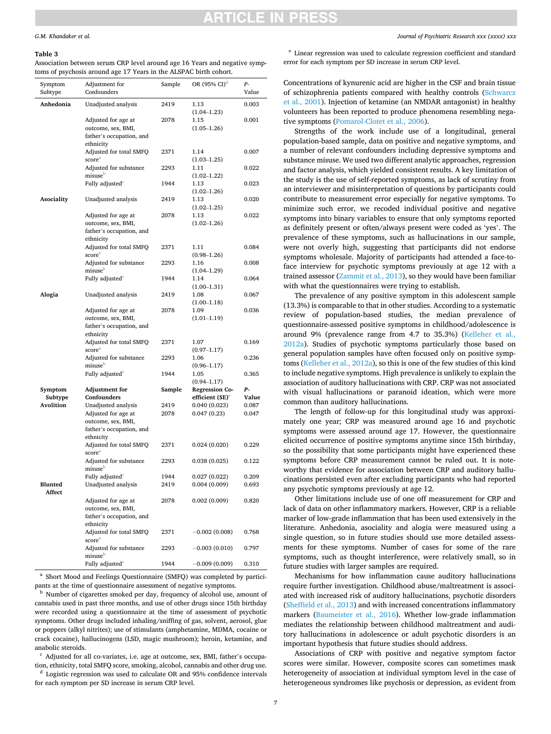**Table 3**
Association between serum CRP level around age 16 Years and negative symptoms of psychosis around age 17 Years in the ALSPAC birth cohort.

| Symptom Subtype | Adjustment for Confounders | Sample | OR (95% CI)[d] | P-Value |
|---|---|---|---|---|
| **Anhedonia** | Unadjusted analysis | 2419 | 1.13 (1.04–1.23) | 0.003 |
| | Adjusted for age at outcome, sex, BMI, father's occupation, and ethnicity | 2078 | 1.15 (1.05–1.26) | 0.001 |
| | Adjusted for total SMFQ score[a] | 2371 | 1.14 (1.03–1.25) | 0.007 |
| | Adjusted for substance misuse[b] | 2293 | 1.11 (1.02–1.22) | 0.022 |
| | Fully adjusted[c] | 1944 | 1.13 (1.02–1.26) | 0.023 |
| **Asociality** | Unadjusted analysis | 2419 | 1.13 (1.02–1.25) | 0.020 |
| | Adjusted for age at outcome, sex, BMI, father's occupation, and ethnicity | 2078 | 1.13 (1.02–1.26) | 0.022 |
| | Adjusted for total SMFQ score[a] | 2371 | 1.11 (0.98–1.26) | 0.084 |
| | Adjusted for substance misuse[b] | 2293 | 1.16 (1.04–1.29) | 0.008 |
| | Fully adjusted[c] | 1944 | 1.14 (1.00–1.31) | 0.064 |
| **Alogia** | Unadjusted analysis | 2419 | 1.08 (1.00–1.18) | 0.067 |
| | Adjusted for age at outcome, sex, BMI, father's occupation, and ethnicity | 2078 | 1.09 (1.01–1.19) | 0.036 |
| | Adjusted for total SMFQ score[a] | 2371 | 1.07 (0.97–1.17) | 0.169 |
| | Adjusted for substance misuse[b] | 2293 | 1.06 (0.96–1.17) | 0.236 |
| | Fully adjusted[c] | 1944 | 1.05 (0.94–1.17) | 0.365 |
| **Symptom Subtype** | **Adjustment for Confounders** | **Sample** | **Regression Co-efficient (SE)[e]** | **P-Value** |
| **Avolition** | Unadjusted analysis | 2419 | 0.040 (0.023) | 0.087 |
| | Adjusted for age at outcome, sex, BMI, father's occupation, and ethnicity | 2078 | 0.047 (0.23) | 0.047 |
| | Adjusted for total SMFQ score[a] | 2371 | 0.024 (0.020) | 0.229 |
| | Adjusted for substance misuse[b] | 2293 | 0.038 (0.025) | 0.122 |
| | Fully adjusted[c] | 1944 | 0.027 (0.022) | 0.209 |
| **Blunted Affect** | Unadjusted analysis | 2419 | 0.004 (0.009) | 0.693 |
| | Adjusted for age at outcome, sex, BMI, father's occupation, and ethnicity | 2078 | 0.002 (0.009) | 0.820 |
| | Adjusted for total SMFQ score[a] | 2371 | −0.002 (0.008) | 0.768 |
| | Adjusted for substance misuse[b] | 2293 | −0.003 (0.010) | 0.797 |
| | Fully adjusted[c] | 1944 | −0.009 (0.009) | 0.310 |

[a] Short Mood and Feelings Questionnaire (SMFQ) was completed by participants at the time of questionnaire assessment of negative symptoms.

[b] Number of cigarettes smoked per day, frequency of alcohol use, amount of cannabis used in past three months, and use of other drugs since 15th birthday were recorded using a questionnaire at the time of assessment of psychotic symptoms. Other drugs included inhaling/sniffing of gas, solvent, aerosol, glue or poppers (alkyl nitrites); use of stimulants (amphetamine, MDMA, cocaine or crack cocaine), hallucinogens (LSD, magic mushroom); heroin, ketamine, and anabolic steroids.

[c] Adjusted for all co-variates, i.e. age at outcome, sex, BMI, father's occupation, ethnicity, total SMFQ score, smoking, alcohol, cannabis and other drug use.

[d] Logistic regression was used to calculate OR and 95% confidence intervals for each symptom per SD increase in serum CRP level.

[e] Linear regression was used to calculate regression coefficient and standard error for each symptom per SD increase in serum CRP level.

Concentrations of kynurenic acid are higher in the CSF and brain tissue of schizophrenia patients compared with healthy controls (Schwarcz et al., 2001). Injection of ketamine (an NMDAR antagonist) in healthy volunteers has been reported to produce phenomena resembling negative symptoms (Pomarol-Clotet et al., 2006).

Strengths of the work include use of a longitudinal, general population-based sample, data on positive and negative symptoms, and a number of relevant confounders including depressive symptoms and substance misuse. We used two different analytic approaches, regression and factor analysis, which yielded consistent results. A key limitation of the study is the use of self-reported symptoms, as lack of scrutiny from an interviewer and misinterpretation of questions by participants could contribute to measurement error especially for negative symptoms. To minimize such error, we recoded individual positive and negative symptoms into binary variables to ensure that only symptoms reported as definitely present or often/always present were coded as 'yes'. The prevalence of these symptoms, such as hallucinations in our sample, were not overly high, suggesting that participants did not endorse symptoms wholesale. Majority of participants had attended a face-to-face interview for psychotic symptoms previously at age 12 with a trained assessor (Zammit et al., 2013), so they would have been familiar with what the questionnaires were trying to establish.

The prevalence of any positive symptom in this adolescent sample (13.3%) is comparable to that in other studies. According to a systematic review of population-based studies, the median prevalence of questionnaire-assessed positive symptoms in childhood/adolescence is around 9% (prevalence range from 4.7 to 35.3%) (Kelleher et al., 2012a). Studies of psychotic symptoms particularly those based on general population samples have often focused only on positive symptoms (Kelleher et al., 2012a), so this is one of the few studies of this kind to include negative symptoms. High prevalence is unlikely to explain the association of auditory hallucinations with CRP. CRP was not associated with visual hallucinations or paranoid ideation, which were more common than auditory hallucinations.

The length of follow-up for this longitudinal study was approximately one year; CRP was measured around age 16 and psychotic symptoms were assessed around age 17. However, the questionnaire elicited occurrence of positive symptoms anytime since 15th birthday, so the possibility that some participants might have experienced these symptoms before CRP measurement cannot be ruled out. It is noteworthy that evidence for association between CRP and auditory hallucinations persisted even after excluding participants who had reported any psychotic symptoms previously at age 12.

Other limitations include use of one off measurement for CRP and lack of data on other inflammatory markers. However, CRP is a reliable marker of low-grade inflammation that has been used extensively in the literature. Anhedonia, asociality and alogia were measured using a single question, so in future studies should use more detailed assessments for these symptoms. Number of cases for some of the rare symptoms, such as thought interference, were relatively small, so in future studies with larger samples are required.

Mechanisms for how inflammation cause auditory hallucinations require further investigation. Childhood abuse/maltreatment is associated with increased risk of auditory hallucinations, psychotic disorders (Sheffield et al., 2013) and with increased concentrations inflammatory markers (Baumeister et al., 2016). Whether low-grade inflammation mediates the relationship between childhood maltreatment and auditory hallucinations in adolescence or adult psychotic disorders is an important hypothesis that future studies should address.

Associations of CRP with positive and negative symptom factor scores were similar. However, composite scores can sometimes mask heterogeneity of association at individual symptom level in the case of heterogeneous syndromes like psychosis or depression, as evident from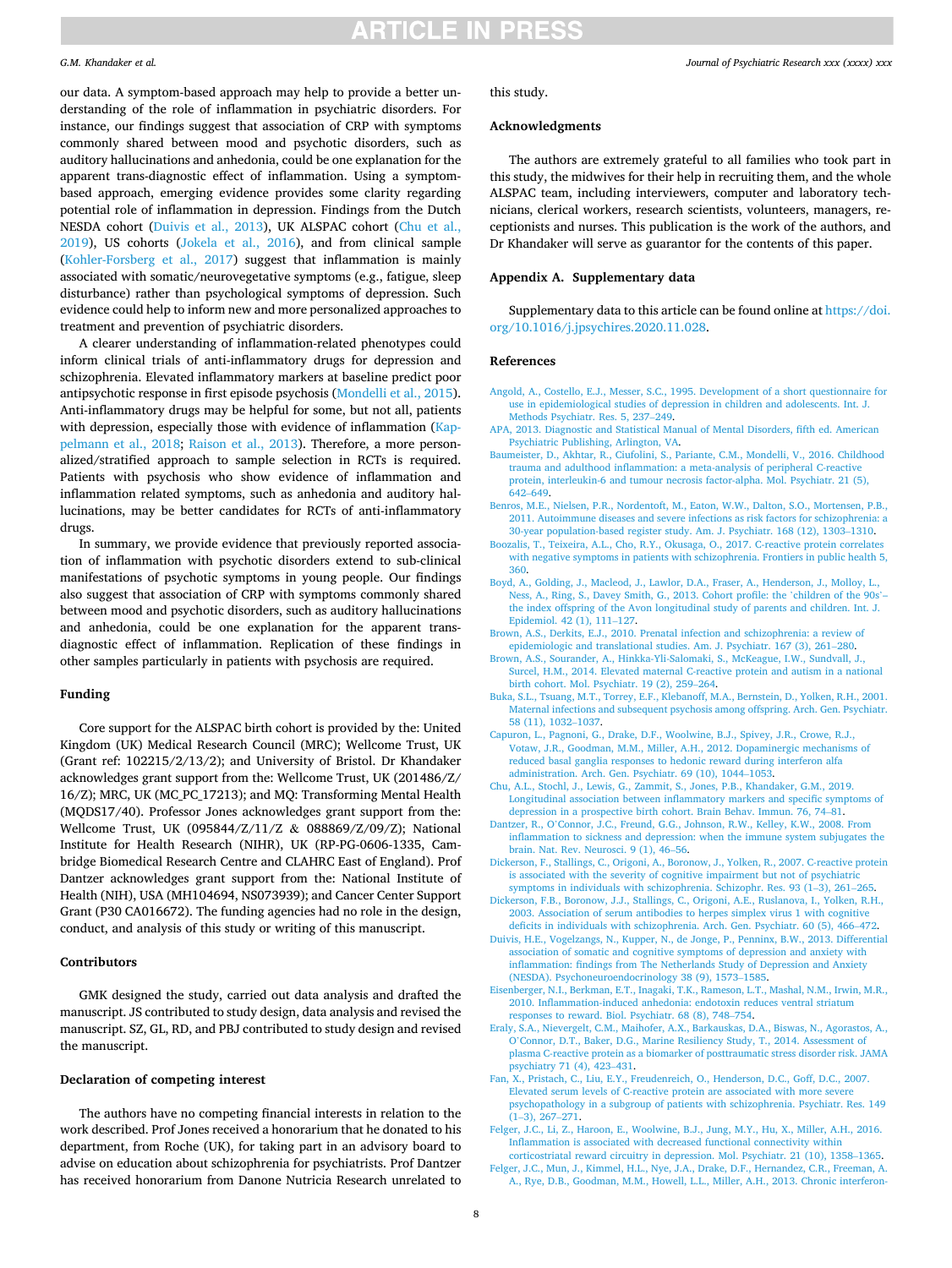our data. A symptom-based approach may help to provide a better understanding of the role of inflammation in psychiatric disorders. For instance, our findings suggest that association of CRP with symptoms commonly shared between mood and psychotic disorders, such as auditory hallucinations and anhedonia, could be one explanation for the apparent trans-diagnostic effect of inflammation. Using a symptom-based approach, emerging evidence provides some clarity regarding potential role of inflammation in depression. Findings from the Dutch NESDA cohort (Duivis et al., 2013), UK ALSPAC cohort (Chu et al., 2019), US cohorts (Jokela et al., 2016), and from clinical sample (Kohler-Forsberg et al., 2017) suggest that inflammation is mainly associated with somatic/neurovegetative symptoms (e.g., fatigue, sleep disturbance) rather than psychological symptoms of depression. Such evidence could help to inform new and more personalized approaches to treatment and prevention of psychiatric disorders.

A clearer understanding of inflammation-related phenotypes could inform clinical trials of anti-inflammatory drugs for depression and schizophrenia. Elevated inflammatory markers at baseline predict poor antipsychotic response in first episode psychosis (Mondelli et al., 2015). Anti-inflammatory drugs may be helpful for some, but not all, patients with depression, especially those with evidence of inflammation (Kappelmann et al., 2018; Raison et al., 2013). Therefore, a more personalized/stratified approach to sample selection in RCTs is required. Patients with psychosis who show evidence of inflammation and inflammation related symptoms, such as anhedonia and auditory hallucinations, may be better candidates for RCTs of anti-inflammatory drugs.

In summary, we provide evidence that previously reported association of inflammation with psychotic disorders extend to sub-clinical manifestations of psychotic symptoms in young people. Our findings also suggest that association of CRP with symptoms commonly shared between mood and psychotic disorders, such as auditory hallucinations and anhedonia, could be one explanation for the apparent trans-diagnostic effect of inflammation. Replication of these findings in other samples particularly in patients with psychosis are required.

## Funding

Core support for the ALSPAC birth cohort is provided by the: United Kingdom (UK) Medical Research Council (MRC); Wellcome Trust, UK (Grant ref: 102215/2/13/2); and University of Bristol. Dr Khandaker acknowledges grant support from the: Wellcome Trust, UK (201486/Z/16/Z); MRC, UK (MC_PC_17213); and MQ: Transforming Mental Health (MQDS17/40). Professor Jones acknowledges grant support from the: Wellcome Trust, UK (095844/Z/11/Z & 088869/Z/09/Z); National Institute for Health Research (NIHR), UK (RP-PG-0606-1335, Cambridge Biomedical Research Centre and CLAHRC East of England). Prof Dantzer acknowledges grant support from the: National Institute of Health (NIH), USA (MH104694, NS073939); and Cancer Center Support Grant (P30 CA016672). The funding agencies had no role in the design, conduct, and analysis of this study or writing of this manuscript.

## Contributors

GMK designed the study, carried out data analysis and drafted the manuscript. JS contributed to study design, data analysis and revised the manuscript. SZ, GL, RD, and PBJ contributed to study design and revised the manuscript.

## Declaration of competing interest

The authors have no competing financial interests in relation to the work described. Prof Jones received a honorarium that he donated to his department, from Roche (UK), for taking part in an advisory board to advise on education about schizophrenia for psychiatrists. Prof Dantzer has received honorarium from Danone Nutricia Research unrelated to this study.

## Acknowledgments

The authors are extremely grateful to all families who took part in this study, the midwives for their help in recruiting them, and the whole ALSPAC team, including interviewers, computer and laboratory technicians, clerical workers, research scientists, volunteers, managers, receptionists and nurses. This publication is the work of the authors, and Dr Khandaker will serve as guarantor for the contents of this paper.

## Appendix A. Supplementary data

Supplementary data to this article can be found online at https://doi.org/10.1016/j.jpsychires.2020.11.028.

## References

Angold, A., Costello, E.J., Messer, S.C., 1995. Development of a short questionnaire for use in epidemiological studies of depression in children and adolescents. Int. J. Methods Psychiatr. Res. 5, 237–249.

APA, 2013. Diagnostic and Statistical Manual of Mental Disorders, fifth ed. American Psychiatric Publishing, Arlington, VA.

Baumeister, D., Akhtar, R., Ciufolini, S., Pariante, C.M., Mondelli, V., 2016. Childhood trauma and adulthood inflammation: a meta-analysis of peripheral C-reactive protein, interleukin-6 and tumour necrosis factor-alpha. Mol. Psychiatr. 21 (5), 642–649.

Benros, M.E., Nielsen, P.R., Nordentoft, M., Eaton, W.W., Dalton, S.O., Mortensen, P.B., 2011. Autoimmune diseases and severe infections as risk factors for schizophrenia: a 30-year population-based register study. Am. J. Psychiatr. 168 (12), 1303–1310.

Boozalis, T., Teixeira, A.L., Cho, R.Y., Okusaga, O., 2017. C-reactive protein correlates with negative symptoms in patients with schizophrenia. Frontiers in public health 5, 360.

Boyd, A., Golding, J., Macleod, J., Lawlor, D.A., Fraser, A., Henderson, J., Molloy, L., Ness, A., Ring, S., Davey Smith, G., 2013. Cohort profile: the 'children of the 90s'– the index offspring of the Avon longitudinal study of parents and children. Int. J. Epidemiol. 42 (1), 111–127.

Brown, A.S., Derkits, E.J., 2010. Prenatal infection and schizophrenia: a review of epidemiologic and translational studies. Am. J. Psychiatr. 167 (3), 261–280.

Brown, A.S., Sourander, A., Hinkka-Yli-Salomaki, S., McKeague, I.W., Sundvall, J., Surcel, H.M., 2014. Elevated maternal C-reactive protein and autism in a national birth cohort. Mol. Psychiatr. 19 (2), 259–264.

Buka, S.L., Tsuang, M.T., Torrey, E.F., Klebanoff, M.A., Bernstein, D., Yolken, R.H., 2001. Maternal infections and subsequent psychosis among offspring. Arch. Gen. Psychiatr. 58 (11), 1032–1037.

Capuron, L., Pagnoni, G., Drake, D.F., Woolwine, B.J., Spivey, J.R., Crowe, R.J., Votaw, J.R., Goodman, M.M., Miller, A.H., 2012. Dopaminergic mechanisms of reduced basal ganglia responses to hedonic reward during interferon alfa administration. Arch. Gen. Psychiatr. 69 (10), 1044–1053.

Chu, A.L., Stochl, J., Lewis, G., Zammit, S., Jones, P.B., Khandaker, G.M., 2019. Longitudinal association between inflammatory markers and specific symptoms of depression in a prospective birth cohort. Brain Behav. Immun. 76, 74–81.

Dantzer, R., O'Connor, J.C., Freund, G.G., Johnson, R.W., Kelley, K.W., 2008. From inflammation to sickness and depression: when the immune system subjugates the brain. Nat. Rev. Neurosci. 9 (1), 46–56.

Dickerson, F., Stallings, C., Origoni, A., Boronow, J., Yolken, R., 2007. C-reactive protein is associated with the severity of cognitive impairment but not of psychiatric symptoms in individuals with schizophrenia. Schizophr. Res. 93 (1–3), 261–265.

Dickerson, F.B., Boronow, J.J., Stallings, C., Origoni, A.E., Ruslanova, I., Yolken, R.H., 2003. Association of serum antibodies to herpes simplex virus 1 with cognitive deficits in individuals with schizophrenia. Arch. Gen. Psychiatr. 60 (5), 466–472.

Duivis, H.E., Vogelzangs, N., Kupper, N., de Jonge, P., Penninx, B.W., 2013. Differential association of somatic and cognitive symptoms of depression and anxiety with inflammation: findings from The Netherlands Study of Depression and Anxiety (NESDA). Psychoneuroendocrinology 38 (9), 1573–1585.

Eisenberger, N.I., Berkman, E.T., Inagaki, T.K., Rameson, L.T., Mashal, N.M., Irwin, M.R., 2010. Inflammation-induced anhedonia: endotoxin reduces ventral striatum responses to reward. Biol. Psychiatr. 68 (8), 748–754.

Eraly, S.A., Nievergelt, C.M., Maihofer, A.X., Barkauskas, D.A., Biswas, N., Agorastos, A., O'Connor, D.T., Baker, D.G., Marine Resiliency Study, T., 2014. Assessment of plasma C-reactive protein as a biomarker of posttraumatic stress disorder risk. JAMA psychiatry 71 (4), 423–431.

Fan, X., Pristach, C., Liu, E.Y., Freudenreich, O., Henderson, D.C., Goff, D.C., 2007. Elevated serum levels of C-reactive protein are associated with more severe psychopathology in a subgroup of patients with schizophrenia. Psychiatr. Res. 149 (1–3), 267–271.

Felger, J.C., Li, Z., Haroon, E., Woolwine, B.J., Jung, M.Y., Hu, X., Miller, A.H., 2016. Inflammation is associated with decreased functional connectivity within corticostriatal reward circuitry in depression. Mol. Psychiatr. 21 (10), 1358–1365.

Felger, J.C., Mun, J., Kimmel, H.L., Nye, J.A., Drake, D.F., Hernandez, C.R., Freeman, A. A., Rye, D.B., Goodman, M.M., Howell, L.L., Miller, A.H., 2013. Chronic interferon-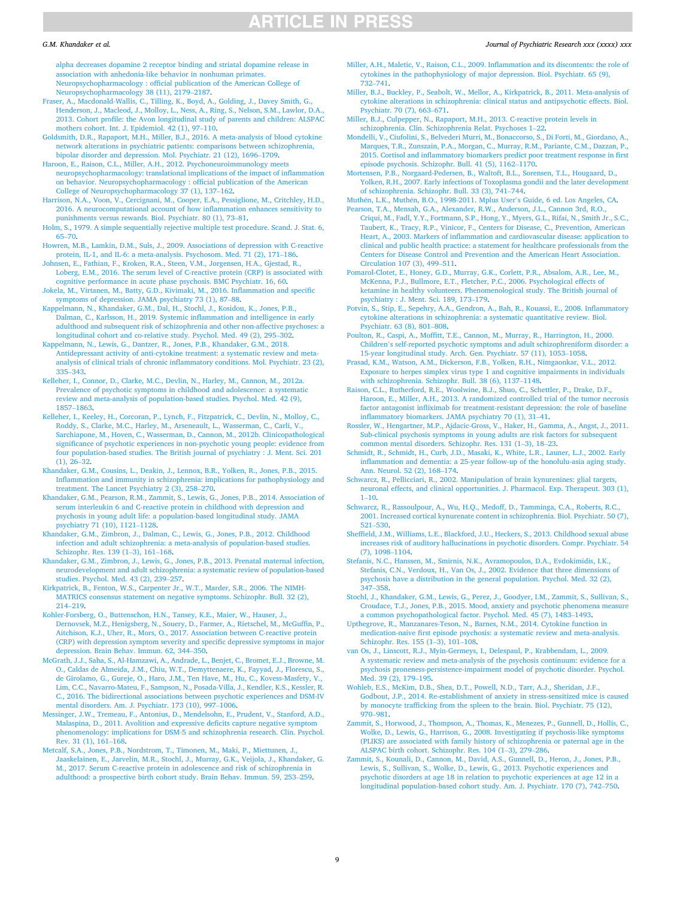alpha decreases dopamine 2 receptor binding and striatal dopamine release in association with anhedonia-like behavior in nonhuman primates. Neuropsychopharmacology : official publication of the American College of Neuropsychopharmacology 38 (11), 2179–2187.

Fraser, A., Macdonald-Wallis, C., Tilling, K., Boyd, A., Golding, J., Davey Smith, G., Henderson, J., Macleod, J., Molloy, L., Ness, A., Ring, S., Nelson, S.M., Lawlor, D.A., 2013. Cohort profile: the Avon longitudinal study of parents and children: ALSPAC mothers cohort. Int. J. Epidemiol. 42 (1), 97–110.

Goldsmith, D.R., Rapaport, M.H., Miller, B.J., 2016. A meta-analysis of blood cytokine network alterations in psychiatric patients: comparisons between schizophrenia, bipolar disorder and depression. Mol. Psychiatr. 21 (12), 1696–1709.

Haroon, E., Raison, C.L., Miller, A.H., 2012. Psychoneuroimmunology meets neuropsychopharmacology: translational implications of the impact of inflammation on behavior. Neuropsychopharmacology : official publication of the American College of Neuropsychopharmacology 37 (1), 137–162.

Harrison, N.A., Voon, V., Cercignani, M., Cooper, E.A., Pessiglione, M., Critchley, H.D., 2016. A neurocomputational account of how inflammation enhances sensitivity to punishments versus rewards. Biol. Psychiatr. 80 (1), 73–81.

Holm, S., 1979. A simple sequentially rejective multiple test procedure. Scand. J. Stat. 6, 65–70.

Howren, M.B., Lamkin, D.M., Suls, J., 2009. Associations of depression with C-reactive protein, IL-1, and IL-6: a meta-analysis. Psychosom. Med. 71 (2), 171–186.

Johnsen, E., Fathian, F., Kroken, R.A., Steen, V.M., Jorgensen, H.A., Gjestad, R., Loberg, E.M., 2016. The serum level of C-reactive protein (CRP) is associated with cognitive performance in acute phase psychosis. BMC Psychiatr. 16, 60.

Jokela, M., Virtanen, M., Batty, G.D., Kivimaki, M., 2016. Inflammation and specific symptoms of depression. JAMA psychiatry 73 (1), 87–88.

Kappelmann, N., Khandaker, G.M., Dal, H., Stochl, J., Kosidou, K., Jones, P.B., Dalman, C., Karlsson, H., 2019. Systemic inflammation and intelligence in early adulthood and subsequent risk of schizophrenia and other non-affective psychoses: a longitudinal cohort and co-relative study. Psychol. Med. 49 (2), 295–302.

Kappelmann, N., Lewis, G., Dantzer, R., Jones, P.B., Khandaker, G.M., 2018. Antidepressant activity of anti-cytokine treatment: a systematic review and meta-analysis of clinical trials of chronic inflammatory conditions. Mol. Psychiatr. 23 (2), 335–343.

Kelleher, I., Connor, D., Clarke, M.C., Devlin, N., Harley, M., Cannon, M., 2012a. Prevalence of psychotic symptoms in childhood and adolescence: a systematic review and meta-analysis of population-based studies. Psychol. Med. 42 (9), 1857–1863.

Kelleher, I., Keeley, H., Corcoran, P., Lynch, F., Fitzpatrick, C., Devlin, N., Molloy, C., Roddy, S., Clarke, M.C., Harley, M., Arseneault, L., Wasserman, C., Carli, V., Sarchiapone, M., Hoven, C., Wasserman, D., Cannon, M., 2012b. Clinicopathological significance of psychotic experiences in non-psychotic young people: evidence from four population-based studies. The British journal of psychiatry : J. Ment. Sci. 201 (1), 26–32.

Khandaker, G.M., Cousins, L., Deakin, J., Lennox, B.R., Yolken, R., Jones, P.B., 2015. Inflammation and immunity in schizophrenia: implications for pathophysiology and treatment. The Lancet Psychiatry 2 (3), 258–270.

Khandaker, G.M., Pearson, R.M., Zammit, S., Lewis, G., Jones, P.B., 2014. Association of serum interleukin 6 and C-reactive protein in childhood with depression and psychosis in young adult life: a population-based longitudinal study. JAMA psychiatry 71 (10), 1121–1128.

Khandaker, G.M., Zimbron, J., Dalman, C., Lewis, G., Jones, P.B., 2012. Childhood infection and adult schizophrenia: a meta-analysis of population-based studies. Schizophr. Res. 139 (1–3), 161–168.

Khandaker, G.M., Zimbron, J., Lewis, G., Jones, P.B., 2013. Prenatal maternal infection, neurodevelopment and adult schizophrenia: a systematic review of population-based studies. Psychol. Med. 43 (2), 239–257.

Kirkpatrick, B., Fenton, W.S., Carpenter Jr., W.T., Marder, S.R., 2006. The NIMH-MATRICS consensus statement on negative symptoms. Schizophr. Bull. 32 (2), 214–219.

Kohler-Forsberg, O., Buttenschon, H.N., Tansey, K.E., Maier, W., Hauser, J., Dernovsek, M.Z., Henigsberg, N., Souery, D., Farmer, A., Rietschel, M., McGuffin, P., Aitchison, K.J., Uher, R., Mors, O., 2017. Association between C-reactive protein (CRP) with depression symptom severity and specific depressive symptoms in major depression. Brain Behav. Immun. 62, 344–350.

McGrath, J.J., Saha, S., Al-Hamzawi, A., Andrade, L., Benjet, C., Bromet, E.J., Browne, M. O., Caldas de Almeida, J.M., Chiu, W.T., Demyttenaere, K., Fayyad, J., Florescu, S., de Girolamo, G., Gureje, O., Haro, J.M., Ten Have, M., Hu, C., Kovess-Masfety, V., Lim, C.C., Navarro-Mateu, F., Sampson, N., Posada-Villa, J., Kendler, K.S., Kessler, R. C., 2016. The bidirectional associations between psychotic experiences and DSM-IV mental disorders. Am. J. Psychiatr. 173 (10), 997–1006.

Messinger, J.W., Tremeau, F., Antonius, D., Mendelsohn, E., Prudent, V., Stanford, A.D., Malaspina, D., 2011. Avolition and expressive deficits capture negative symptom phenomenology: implications for DSM-5 and schizophrenia research. Clin. Psychol. Rev. 31 (1), 161–168.

Metcalf, S.A., Jones, P.B., Nordstrom, T., Timonen, M., Maki, P., Miettunen, J., Jaaskelainen, E., Jarvelin, M.R., Stochl, J., Murray, G.K., Veijola, J., Khandaker, G. M., 2017. Serum C-reactive protein in adolescence and risk of schizophrenia in adulthood: a prospective birth cohort study. Brain Behav. Immun. 59, 253–259.

Miller, A.H., Maletic, V., Raison, C.L., 2009. Inflammation and its discontents: the role of cytokines in the pathophysiology of major depression. Biol. Psychiatr. 65 (9), 732–741.

Miller, B.J., Buckley, P., Seabolt, W., Mellor, A., Kirkpatrick, B., 2011. Meta-analysis of cytokine alterations in schizophrenia: clinical status and antipsychotic effects. Biol. Psychiatr. 70 (7), 663–671.

Miller, B.J., Culpepper, N., Rapaport, M.H., 2013. C-reactive protein levels in schizophrenia. Clin. Schizophrenia Relat. Psychoses 1–22.

Mondelli, V., Ciufolini, S., Belvederi Murri, M., Bonaccorso, S., Di Forti, M., Giordano, A., Marques, T.R., Zunszain, P.A., Morgan, C., Murray, R.M., Pariante, C.M., Dazzan, P., 2015. Cortisol and inflammatory biomarkers predict poor treatment response in first episode psychosis. Schizophr. Bull. 41 (5), 1162–1170.

Mortensen, P.B., Norgaard-Pedersen, B., Waltoft, B.L., Sorensen, T.L., Hougaard, D., Yolken, R.H., 2007. Early infections of Toxoplasma gondii and the later development of schizophrenia. Schizophr. Bull. 33 (3), 741–744.

Muthén, L.K., Muthén, B.O., 1998-2011. Mplus User's Guide, 6 ed. Los Angeles, CA.

Pearson, T.A., Mensah, G.A., Alexander, R.W., Anderson, J.L., Cannon 3rd, R.O., Criqui, M., Fadl, Y.Y., Fortmann, S.P., Hong, Y., Myers, G.L., Rifai, N., Smith Jr., S.C., Taubert, K., Tracy, R.P., Vinicor, F., Centers for Disease, C., Prevention, American Heart, A., 2003. Markers of inflammation and cardiovascular disease: application to clinical and public health practice: a statement for healthcare professionals from the Centers for Disease Control and Prevention and the American Heart Association. Circulation 107 (3), 499–511.

Pomarol-Clotet, E., Honey, G.D., Murray, G.K., Corlett, P.R., Absalom, A.R., Lee, M., McKenna, P.J., Bullmore, E.T., Fletcher, P.C., 2006. Psychological effects of ketamine in healthy volunteers. Phenomenological study. The British journal of psychiatry : J. Ment. Sci. 189, 173–179.

Potvin, S., Stip, E., Sepehry, A.A., Gendron, A., Bah, R., Kouassi, E., 2008. Inflammatory cytokine alterations in schizophrenia: a systematic quantitative review. Biol. Psychiatr. 63 (8), 801–808.

Poulton, R., Caspi, A., Moffitt, T.E., Cannon, M., Murray, R., Harrington, H., 2000. Children's self-reported psychotic symptoms and adult schizophreniform disorder: a 15-year longitudinal study. Arch. Gen. Psychiatr. 57 (11), 1053–1058.

Prasad, K.M., Watson, A.M., Dickerson, F.B., Yolken, R.H., Nimgaonkar, V.L., 2012. Exposure to herpes simplex virus type 1 and cognitive impairments in individuals with schizophrenia. Schizophr. Bull. 38 (6), 1137–1148.

Raison, C.L., Rutherford, R.E., Woolwine, B.J., Shuo, C., Schettler, P., Drake, D.F., Haroon, E., Miller, A.H., 2013. A randomized controlled trial of the tumor necrosis factor antagonist infliximab for treatment-resistant depression: the role of baseline inflammatory biomarkers. JAMA psychiatry 70 (1), 31–41.

Rossler, W., Hengartner, M.P., Ajdacic-Gross, V., Haker, H., Gamma, A., Angst, J., 2011. Sub-clinical psychosis symptoms in young adults are risk factors for subsequent common mental disorders. Schizophr. Res. 131 (1–3), 18–23.

Schmidt, R., Schmidt, H., Curb, J.D., Masaki, K., White, L.R., Launer, L.J., 2002. Early inflammation and dementia: a 25-year follow-up of the honolulu-asia aging study. Ann. Neurol. 52 (2), 168–174.

Schwarcz, R., Pellicciari, R., 2002. Manipulation of brain kynurenines: glial targets, neuronal effects, and clinical opportunities. J. Pharmacol. Exp. Therapeut. 303 (1), 1–10.

Schwarcz, R., Rassoulpour, A., Wu, H.Q., Medoff, D., Tamminga, C.A., Roberts, R.C., 2001. Increased cortical kynurenate content in schizophrenia. Biol. Psychiatr. 50 (7), 521–530.

Sheffield, J.M., Williams, L.E., Blackford, J.U., Heckers, S., 2013. Childhood sexual abuse increases risk of auditory hallucinations in psychotic disorders. Compr. Psychiatr. 54 (7), 1098–1104.

Stefanis, N.C., Hanssen, M., Smirnis, N.K., Avramopoulos, D.A., Evdokimidis, I.K., Stefanis, C.N., Verdoux, H., Van Os, J., 2002. Evidence that three dimensions of psychosis have a distribution in the general population. Psychol. Med. 32 (2), 347–358.

Stochl, J., Khandaker, G.M., Lewis, G., Perez, J., Goodyer, I.M., Zammit, S., Sullivan, S., Croudace, T.J., Jones, P.B., 2015. Mood, anxiety and psychotic phenomena measure a common psychopathological factor. Psychol. Med. 45 (7), 1483–1493.

Upthegrove, R., Manzanares-Teson, N., Barnes, N.M., 2014. Cytokine function in medication-naive first episode psychosis: a systematic review and meta-analysis. Schizophr. Res. 155 (1–3), 101–108.

van Os, J., Linscott, R.J., Myin-Germeys, I., Delespaul, P., Krabbendam, L., 2009. A systematic review and meta-analysis of the psychosis continuum: evidence for a psychosis proneness-persistence-impairment model of psychotic disorder. Psychol. Med. 39 (2), 179–195.

Wohleb, E.S., McKim, D.B., Shea, D.T., Powell, N.D., Tarr, A.J., Sheridan, J.F., Godbout, J.P., 2014. Re-establishment of anxiety in stress-sensitized mice is caused by monocyte trafficking from the spleen to the brain. Biol. Psychiatr. 75 (12), 970–981.

Zammit, S., Horwood, J., Thompson, A., Thomas, K., Menezes, P., Gunnell, D., Hollis, C., Wolke, D., Lewis, G., Harrison, G., 2008. Investigating if psychosis-like symptoms (PLIKS) are associated with family history of schizophrenia or paternal age in the ALSPAC birth cohort. Schizophr. Res. 104 (1–3), 279–286.

Zammit, S., Kounali, D., Cannon, M., David, A.S., Gunnell, D., Heron, J., Jones, P.B., Lewis, S., Sullivan, S., Wolke, D., Lewis, G., 2013. Psychotic experiences and psychotic disorders at age 18 in relation to psychotic experiences at age 12 in a longitudinal population-based cohort study. Am. J. Psychiatr. 170 (7), 742–750.